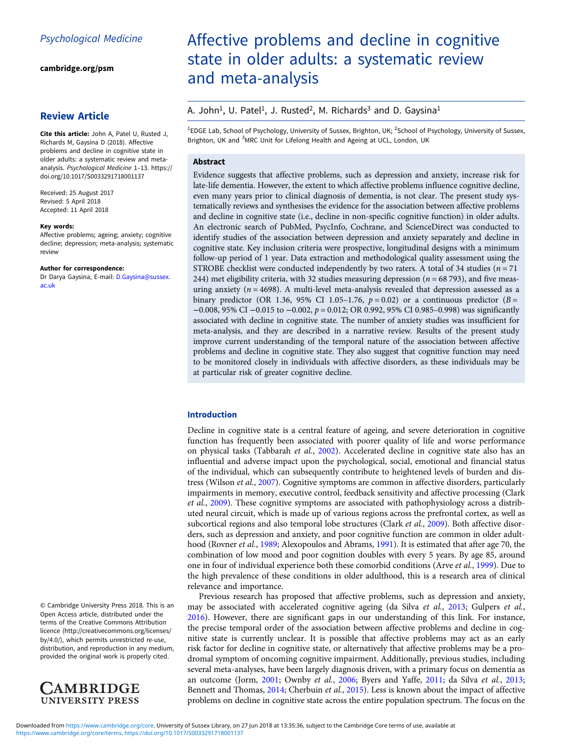Psychological Medicine

cambridge.org/psm

## Review Article

**Cite this article:** John A, Patel U, Rusted J, Richards M, Gaysina D (2018). Affective problems and decline in cognitive state in older adults: a systematic review and meta-analysis. *Psychological Medicine* 1–13. https://doi.org/10.1017/S0033291718001137

Received: 25 August 2017
Revised: 5 April 2018
Accepted: 11 April 2018

**Key words:**
Affective problems; ageing; anxiety; cognitive decline; depression; meta-analysis; systematic review

**Author for correspondence:**
Dr Darya Gaysina, E-mail: D.Gaysina@sussex.ac.uk

© Cambridge University Press 2018. This is an Open Access article, distributed under the terms of the Creative Commons Attribution licence (http://creativecommons.org/licenses/by/4.0/), which permits unrestricted re-use, distribution, and reproduction in any medium, provided the original work is properly cited.

# Affective problems and decline in cognitive state in older adults: a systematic review and meta-analysis

A. John[1], U. Patel[1], J. Rusted[2], M. Richards[3] and D. Gaysina[1]

[1]EDGE Lab, School of Psychology, University of Sussex, Brighton, UK; [2]School of Psychology, University of Sussex, Brighton, UK and [3]MRC Unit for Lifelong Health and Ageing at UCL, London, UK

## Abstract

Evidence suggests that affective problems, such as depression and anxiety, increase risk for late-life dementia. However, the extent to which affective problems influence cognitive decline, even many years prior to clinical diagnosis of dementia, is not clear. The present study systematically reviews and synthesises the evidence for the association between affective problems and decline in cognitive state (i.e., decline in non-specific cognitive function) in older adults. An electronic search of PubMed, PsycInfo, Cochrane, and ScienceDirect was conducted to identify studies of the association between depression and anxiety separately and decline in cognitive state. Key inclusion criteria were prospective, longitudinal designs with a minimum follow-up period of 1 year. Data extraction and methodological quality assessment using the STROBE checklist were conducted independently by two raters. A total of 34 studies ($n = 71\,244$) met eligibility criteria, with 32 studies measuring depression ($n = 68\,793$), and five measuring anxiety ($n = 4698$). A multi-level meta-analysis revealed that depression assessed as a binary predictor (OR 1.36, 95% CI 1.05–1.76, $p = 0.02$) or a continuous predictor ($B = -0.008$, 95% CI −0.015 to −0.002, $p = 0.012$; OR 0.992, 95% CI 0.985–0.998) was significantly associated with decline in cognitive state. The number of anxiety studies was insufficient for meta-analysis, and they are described in a narrative review. Results of the present study improve current understanding of the temporal nature of the association between affective problems and decline in cognitive state. They also suggest that cognitive function may need to be monitored closely in individuals with affective disorders, as these individuals may be at particular risk of greater cognitive decline.

## Introduction

Decline in cognitive state is a central feature of ageing, and severe deterioration in cognitive function has frequently been associated with poorer quality of life and worse performance on physical tasks (Tabbarah *et al.*, 2002). Accelerated decline in cognitive state also has an influential and adverse impact upon the psychological, social, emotional and financial status of the individual, which can subsequently contribute to heightened levels of burden and distress (Wilson *et al.*, 2007). Cognitive symptoms are common in affective disorders, particularly impairments in memory, executive control, feedback sensitivity and affective processing (Clark *et al.*, 2009). These cognitive symptoms are associated with pathophysiology across a distributed neural circuit, which is made up of various regions across the prefrontal cortex, as well as subcortical regions and also temporal lobe structures (Clark *et al.*, 2009). Both affective disorders, such as depression and anxiety, and poor cognitive function are common in older adulthood (Rovner *et al.*, 1989; Alexopoulos and Abrams, 1991). It is estimated that after age 70, the combination of low mood and poor cognition doubles with every 5 years. By age 85, around one in four of individual experience both these comorbid conditions (Arve *et al.*, 1999). Due to the high prevalence of these conditions in older adulthood, this is a research area of clinical relevance and importance.

Previous research has proposed that affective problems, such as depression and anxiety, may be associated with accelerated cognitive ageing (da Silva *et al.*, 2013; Gulpers *et al.*, 2016). However, there are significant gaps in our understanding of this link. For instance, the precise temporal order of the association between affective problems and decline in cognitive state is currently unclear. It is possible that affective problems may act as an early risk factor for decline in cognitive state, or alternatively that affective problems may be a prodromal symptom of oncoming cognitive impairment. Additionally, previous studies, including several meta-analyses, have been largely diagnosis driven, with a primary focus on dementia as an outcome (Jorm, 2001; Ownby *et al.*, 2006; Byers and Yaffe, 2011; da Silva *et al.*, 2013; Bennett and Thomas, 2014; Cherbuin *et al.*, 2015). Less is known about the impact of affective problems on decline in cognitive state across the entire population spectrum. The focus on the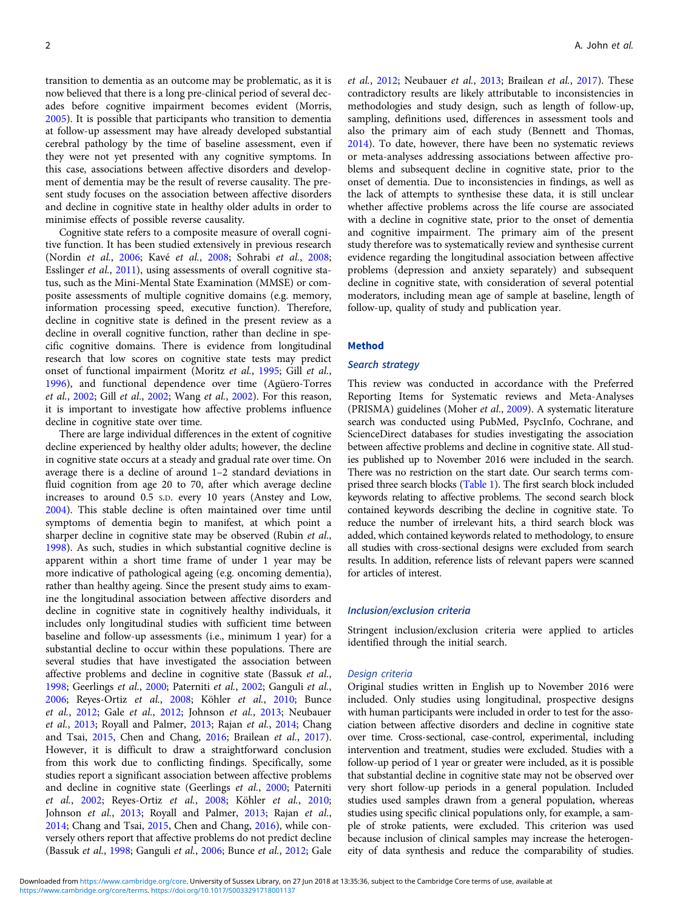transition to dementia as an outcome may be problematic, as it is now believed that there is a long pre-clinical period of several decades before cognitive impairment becomes evident (Morris, 2005). It is possible that participants who transition to dementia at follow-up assessment may have already developed substantial cerebral pathology by the time of baseline assessment, even if they were not yet presented with any cognitive symptoms. In this case, associations between affective disorders and development of dementia may be the result of reverse causality. The present study focuses on the association between affective disorders and decline in cognitive state in healthy older adults in order to minimise effects of possible reverse causality.

Cognitive state refers to a composite measure of overall cognitive function. It has been studied extensively in previous research (Nordin *et al.*, 2006; Kavé *et al.*, 2008; Sohrabi *et al.*, 2008; Esslinger *et al.*, 2011), using assessments of overall cognitive status, such as the Mini-Mental State Examination (MMSE) or composite assessments of multiple cognitive domains (e.g. memory, information processing speed, executive function). Therefore, decline in cognitive state is defined in the present review as a decline in overall cognitive function, rather than decline in specific cognitive domains. There is evidence from longitudinal research that low scores on cognitive state tests may predict onset of functional impairment (Moritz *et al.*, 1995; Gill *et al.*, 1996), and functional dependence over time (Agüero-Torres *et al.*, 2002; Gill *et al.*, 2002; Wang *et al.*, 2002). For this reason, it is important to investigate how affective problems influence decline in cognitive state over time.

There are large individual differences in the extent of cognitive decline experienced by healthy older adults; however, the decline in cognitive state occurs at a steady and gradual rate over time. On average there is a decline of around 1–2 standard deviations in fluid cognition from age 20 to 70, after which average decline increases to around 0.5 S.D. every 10 years (Anstey and Low, 2004). This stable decline is often maintained over time until symptoms of dementia begin to manifest, at which point a sharper decline in cognitive state may be observed (Rubin *et al.*, 1998). As such, studies in which substantial cognitive decline is apparent within a short time frame of under 1 year may be more indicative of pathological ageing (e.g. oncoming dementia), rather than healthy ageing. Since the present study aims to examine the longitudinal association between affective disorders and decline in cognitive state in cognitively healthy individuals, it includes only longitudinal studies with sufficient time between baseline and follow-up assessments (i.e., minimum 1 year) for a substantial decline to occur within these populations. There are several studies that have investigated the association between affective problems and decline in cognitive state (Bassuk *et al.*, 1998; Geerlings *et al.*, 2000; Paterniti *et al.*, 2002; Ganguli *et al.*, 2006; Reyes-Ortiz *et al.*, 2008; Köhler *et al.*, 2010; Bunce *et al.*, 2012; Gale *et al.*, 2012; Johnson *et al.*, 2013; Neubauer *et al.*, 2013; Royall and Palmer, 2013; Rajan *et al.*, 2014; Chang and Tsai, 2015, Chen and Chang, 2016; Brailean *et al.*, 2017). However, it is difficult to draw a straightforward conclusion from this work due to conflicting findings. Specifically, some studies report a significant association between affective problems and decline in cognitive state (Geerlings *et al.*, 2000; Paterniti *et al.*, 2002; Reyes-Ortiz *et al.*, 2008; Köhler *et al.*, 2010; Johnson *et al.*, 2013; Royall and Palmer, 2013; Rajan *et al.*, 2014; Chang and Tsai, 2015, Chen and Chang, 2016), while conversely others report that affective problems do not predict decline (Bassuk *et al.*, 1998; Ganguli *et al.*, 2006; Bunce *et al.*, 2012; Gale *et al.*, 2012; Neubauer *et al.*, 2013; Brailean *et al.*, 2017). These contradictory results are likely attributable to inconsistencies in methodologies and study design, such as length of follow-up, sampling, definitions used, differences in assessment tools and also the primary aim of each study (Bennett and Thomas, 2014). To date, however, there have been no systematic reviews or meta-analyses addressing associations between affective problems and subsequent decline in cognitive state, prior to the onset of dementia. Due to inconsistencies in findings, as well as the lack of attempts to synthesise these data, it is still unclear whether affective problems across the life course are associated with a decline in cognitive state, prior to the onset of dementia and cognitive impairment. The primary aim of the present study therefore was to systematically review and synthesise current evidence regarding the longitudinal association between affective problems (depression and anxiety separately) and subsequent decline in cognitive state, with consideration of several potential moderators, including mean age of sample at baseline, length of follow-up, quality of study and publication year.

## Method

### Search strategy

This review was conducted in accordance with the Preferred Reporting Items for Systematic reviews and Meta-Analyses (PRISMA) guidelines (Moher *et al.*, 2009). A systematic literature search was conducted using PubMed, PsycInfo, Cochrane, and ScienceDirect databases for studies investigating the association between affective problems and decline in cognitive state. All studies published up to November 2016 were included in the search. There was no restriction on the start date. Our search terms comprised three search blocks (Table 1). The first search block included keywords relating to affective problems. The second search block contained keywords describing the decline in cognitive state. To reduce the number of irrelevant hits, a third search block was added, which contained keywords related to methodology, to ensure all studies with cross-sectional designs were excluded from search results. In addition, reference lists of relevant papers were scanned for articles of interest.

### Inclusion/exclusion criteria

Stringent inclusion/exclusion criteria were applied to articles identified through the initial search.

#### Design criteria

Original studies written in English up to November 2016 were included. Only studies using longitudinal, prospective designs with human participants were included in order to test for the association between affective disorders and decline in cognitive state over time. Cross-sectional, case-control, experimental, including intervention and treatment, studies were excluded. Studies with a follow-up period of 1 year or greater were included, as it is possible that substantial decline in cognitive state may not be observed over very short follow-up periods in a general population. Included studies used samples drawn from a general population, whereas studies using specific clinical populations only, for example, a sample of stroke patients, were excluded. This criterion was used because inclusion of clinical samples may increase the heterogeneity of data synthesis and reduce the comparability of studies.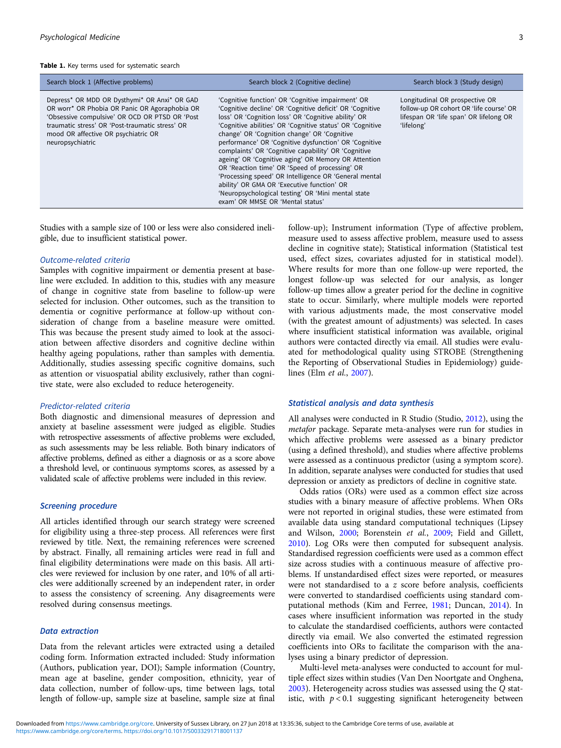**Table 1.** Key terms used for systematic search

| Search block 1 (Affective problems) | Search block 2 (Cognitive decline) | Search block 3 (Study design) |
|---|---|---|
| Depress* OR MDD OR Dysthymi* OR Anxi* OR GAD OR worr* OR Phobia OR Panic OR Agoraphobia OR 'Obsessive compulsive' OR OCD OR PTSD OR 'Post traumatic stress' OR 'Post-traumatic stress' OR mood OR affective OR psychiatric OR neuropsychiatric | 'Cognitive function' OR 'Cognitive impairment' OR 'Cognitive decline' OR 'Cognitive deficit' OR 'Cognitive loss' OR 'Cognition loss' OR 'Cognitive ability' OR 'Cognitive abilities' OR 'Cognitive status' OR 'Cognitive change' OR 'Cognition change' OR 'Cognitive performance' OR 'Cognitive dysfunction' OR 'Cognitive complaints' OR 'Cognitive capability' OR 'Cognitive ageing' OR 'Cognitive aging' OR Memory OR Attention OR 'Reaction time' OR 'Speed of processing' OR 'Processing speed' OR Intelligence OR 'General mental ability' OR GMA OR 'Executive function' OR 'Neuropsychological testing' OR 'Mini mental state exam' OR MMSE OR 'Mental status' | Longitudinal OR prospective OR follow-up OR cohort OR 'life course' OR lifespan OR 'life span' OR lifelong OR 'lifelong' |

Studies with a sample size of 100 or less were also considered ineligible, due to insufficient statistical power.

### Outcome-related criteria

Samples with cognitive impairment or dementia present at baseline were excluded. In addition to this, studies with any measure of change in cognitive state from baseline to follow-up were selected for inclusion. Other outcomes, such as the transition to dementia or cognitive performance at follow-up without consideration of change from a baseline measure were omitted. This was because the present study aimed to look at the association between affective disorders and cognitive decline within healthy ageing populations, rather than samples with dementia. Additionally, studies assessing specific cognitive domains, such as attention or visuospatial ability exclusively, rather than cognitive state, were also excluded to reduce heterogeneity.

### Predictor-related criteria

Both diagnostic and dimensional measures of depression and anxiety at baseline assessment were judged as eligible. Studies with retrospective assessments of affective problems were excluded, as such assessments may be less reliable. Both binary indicators of affective problems, defined as either a diagnosis or as a score above a threshold level, or continuous symptoms scores, as assessed by a validated scale of affective problems were included in this review.

## Screening procedure

All articles identified through our search strategy were screened for eligibility using a three-step process. All references were first reviewed by title. Next, the remaining references were screened by abstract. Finally, all remaining articles were read in full and final eligibility determinations were made on this basis. All articles were reviewed for inclusion by one rater, and 10% of all articles were additionally screened by an independent rater, in order to assess the consistency of screening. Any disagreements were resolved during consensus meetings.

## Data extraction

Data from the relevant articles were extracted using a detailed coding form. Information extracted included: Study information (Authors, publication year, DOI); Sample information (Country, mean age at baseline, gender composition, ethnicity, year of data collection, number of follow-ups, time between lags, total length of follow-up, sample size at baseline, sample size at final follow-up); Instrument information (Type of affective problem, measure used to assess affective problem, measure used to assess decline in cognitive state); Statistical information (Statistical test used, effect sizes, covariates adjusted for in statistical model). Where results for more than one follow-up were reported, the longest follow-up was selected for our analysis, as longer follow-up times allow a greater period for the decline in cognitive state to occur. Similarly, where multiple models were reported with various adjustments made, the most conservative model (with the greatest amount of adjustments) was selected. In cases where insufficient statistical information was available, original authors were contacted directly via email. All studies were evaluated for methodological quality using STROBE (Strengthening the Reporting of Observational Studies in Epidemiology) guidelines (Elm *et al.*, 2007).

## Statistical analysis and data synthesis

All analyses were conducted in R Studio (Studio, 2012), using the *metafor* package. Separate meta-analyses were run for studies in which affective problems were assessed as a binary predictor (using a defined threshold), and studies where affective problems were assessed as a continuous predictor (using a symptom score). In addition, separate analyses were conducted for studies that used depression or anxiety as predictors of decline in cognitive state.

Odds ratios (ORs) were used as a common effect size across studies with a binary measure of affective problems. When ORs were not reported in original studies, these were estimated from available data using standard computational techniques (Lipsey and Wilson, 2000; Borenstein *et al.*, 2009; Field and Gillett, 2010). Log ORs were then computed for subsequent analysis. Standardised regression coefficients were used as a common effect size across studies with a continuous measure of affective problems. If unstandardised effect sizes were reported, or measures were not standardised to a *z* score before analysis, coefficients were converted to standardised coefficients using standard computational methods (Kim and Ferree, 1981; Duncan, 2014). In cases where insufficient information was reported in the study to calculate the standardised coefficients, authors were contacted directly via email. We also converted the estimated regression coefficients into ORs to facilitate the comparison with the analyses using a binary predictor of depression.

Multi-level meta-analyses were conducted to account for multiple effect sizes within studies (Van Den Noortgate and Onghena, 2003). Heterogeneity across studies was assessed using the $Q$ statistic, with $p < 0.1$ suggesting significant heterogeneity between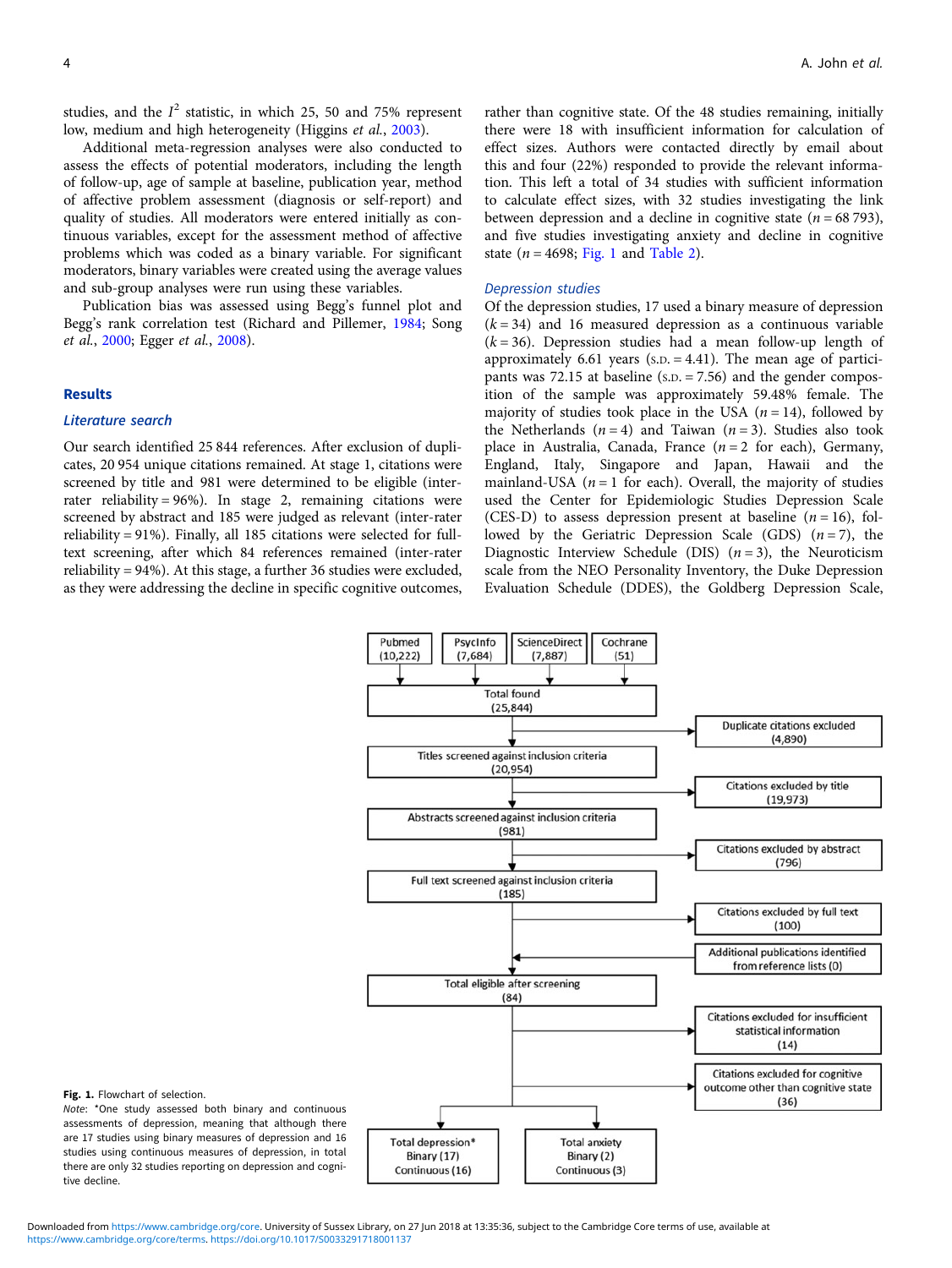studies, and the $I^2$ statistic, in which 25, 50 and 75% represent low, medium and high heterogeneity (Higgins *et al.*, 2003).

Additional meta-regression analyses were also conducted to assess the effects of potential moderators, including the length of follow-up, age of sample at baseline, publication year, method of affective problem assessment (diagnosis or self-report) and quality of studies. All moderators were entered initially as continuous variables, except for the assessment method of affective problems which was coded as a binary variable. For significant moderators, binary variables were created using the average values and sub-group analyses were run using these variables.

Publication bias was assessed using Begg's funnel plot and Begg's rank correlation test (Richard and Pillemer, 1984; Song *et al.*, 2000; Egger *et al.*, 2008).

## Results

### *Literature search*

Our search identified 25 844 references. After exclusion of duplicates, 20 954 unique citations remained. At stage 1, citations were screened by title and 981 were determined to be eligible (inter-rater reliability = 96%). In stage 2, remaining citations were screened by abstract and 185 were judged as relevant (inter-rater reliability = 91%). Finally, all 185 citations were selected for full-text screening, after which 84 references remained (inter-rater reliability = 94%). At this stage, a further 36 studies were excluded, as they were addressing the decline in specific cognitive outcomes, rather than cognitive state. Of the 48 studies remaining, initially there were 18 with insufficient information for calculation of effect sizes. Authors were contacted directly by email about this and four (22%) responded to provide the relevant information. This left a total of 34 studies with sufficient information to calculate effect sizes, with 32 studies investigating the link between depression and a decline in cognitive state ($n$ = 68 793), and five studies investigating anxiety and decline in cognitive state ($n$ = 4698; Fig. 1 and Table 2).

### *Depression studies*

Of the depression studies, 17 used a binary measure of depression ($k$ = 34) and 16 measured depression as a continuous variable ($k$ = 36). Depression studies had a mean follow-up length of approximately 6.61 years (S.D. = 4.41). The mean age of participants was 72.15 at baseline (S.D. = 7.56) and the gender composition of the sample was approximately 59.48% female. The majority of studies took place in the USA ($n$ = 14), followed by the Netherlands ($n$ = 4) and Taiwan ($n$ = 3). Studies also took place in Australia, Canada, France ($n$ = 2 for each), Germany, England, Italy, Singapore and Japan, Hawaii and the mainland-USA ($n$ = 1 for each). Overall, the majority of studies used the Center for Epidemiologic Studies Depression Scale (CES-D) to assess depression present at baseline ($n$ = 16), followed by the Geriatric Depression Scale (GDS) ($n$ = 7), the Diagnostic Interview Schedule (DIS) ($n$ = 3), the Neuroticism scale from the NEO Personality Inventory, the Duke Depression Evaluation Schedule (DDES), the Goldberg Depression Scale,

Pubmed (10,222) | PsycInfo (7,684) | ScienceDirect (7,887) | Cochrane (51)

Total found (25,844)

Duplicate citations excluded (4,890)

Titles screened against inclusion criteria (20,954)

Citations excluded by title (19,973)

Abstracts screened against inclusion criteria (981)

Citations excluded by abstract (796)

Full text screened against inclusion criteria (185)

Citations excluded by full text (100)

Additional publications identified from reference lists (0)

Total eligible after screening (84)

Citations excluded for insufficient statistical information (14)

Citations excluded for cognitive outcome other than cognitive state (36)

Total depression* Binary (17) Continuous (16)

Total anxiety Binary (2) Continuous (3)

**Fig. 1.** Flowchart of selection.
*Note*: *One study assessed both binary and continuous assessments of depression, meaning that although there are 17 studies using binary measures of depression and 16 studies using continuous measures of depression, in total there are only 32 studies reporting on depression and cognitive decline.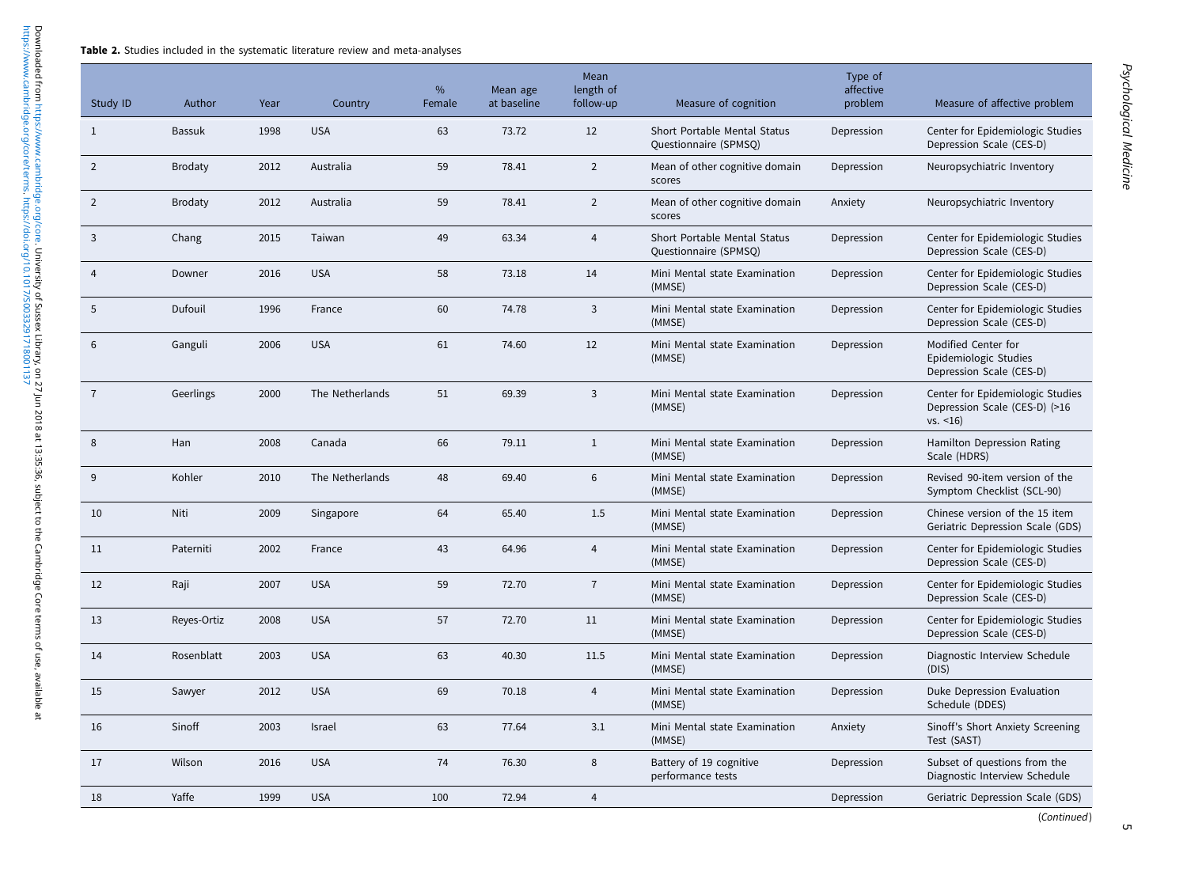**Table 2.** Studies included in the systematic literature review and meta-analyses

| Study ID | Author | Year | Country | % Female | Mean age at baseline | Mean length of follow-up | Measure of cognition | Type of affective problem | Measure of affective problem |
|---|---|---|---|---|---|---|---|---|---|
| 1 | Bassuk | 1998 | USA | 63 | 73.72 | 12 | Short Portable Mental Status Questionnaire (SPMSQ) | Depression | Center for Epidemiologic Studies Depression Scale (CES-D) |
| 2 | Brodaty | 2012 | Australia | 59 | 78.41 | 2 | Mean of other cognitive domain scores | Depression | Neuropsychiatric Inventory |
| 2 | Brodaty | 2012 | Australia | 59 | 78.41 | 2 | Mean of other cognitive domain scores | Anxiety | Neuropsychiatric Inventory |
| 3 | Chang | 2015 | Taiwan | 49 | 63.34 | 4 | Short Portable Mental Status Questionnaire (SPMSQ) | Depression | Center for Epidemiologic Studies Depression Scale (CES-D) |
| 4 | Downer | 2016 | USA | 58 | 73.18 | 14 | Mini Mental state Examination (MMSE) | Depression | Center for Epidemiologic Studies Depression Scale (CES-D) |
| 5 | Dufouil | 1996 | France | 60 | 74.78 | 3 | Mini Mental state Examination (MMSE) | Depression | Center for Epidemiologic Studies Depression Scale (CES-D) |
| 6 | Ganguli | 2006 | USA | 61 | 74.60 | 12 | Mini Mental state Examination (MMSE) | Depression | Modified Center for Epidemiologic Studies Depression Scale (CES-D) |
| 7 | Geerlings | 2000 | The Netherlands | 51 | 69.39 | 3 | Mini Mental state Examination (MMSE) | Depression | Center for Epidemiologic Studies Depression Scale (CES-D) (>16 vs. <16) |
| 8 | Han | 2008 | Canada | 66 | 79.11 | 1 | Mini Mental state Examination (MMSE) | Depression | Hamilton Depression Rating Scale (HDRS) |
| 9 | Kohler | 2010 | The Netherlands | 48 | 69.40 | 6 | Mini Mental state Examination (MMSE) | Depression | Revised 90-item version of the Symptom Checklist (SCL-90) |
| 10 | Niti | 2009 | Singapore | 64 | 65.40 | 1.5 | Mini Mental state Examination (MMSE) | Depression | Chinese version of the 15 item Geriatric Depression Scale (GDS) |
| 11 | Paterniti | 2002 | France | 43 | 64.96 | 4 | Mini Mental state Examination (MMSE) | Depression | Center for Epidemiologic Studies Depression Scale (CES-D) |
| 12 | Raji | 2007 | USA | 59 | 72.70 | 7 | Mini Mental state Examination (MMSE) | Depression | Center for Epidemiologic Studies Depression Scale (CES-D) |
| 13 | Reyes-Ortiz | 2008 | USA | 57 | 72.70 | 11 | Mini Mental state Examination (MMSE) | Depression | Center for Epidemiologic Studies Depression Scale (CES-D) |
| 14 | Rosenblatt | 2003 | USA | 63 | 40.30 | 11.5 | Mini Mental state Examination (MMSE) | Depression | Diagnostic Interview Schedule (DIS) |
| 15 | Sawyer | 2012 | USA | 69 | 70.18 | 4 | Mini Mental state Examination (MMSE) | Depression | Duke Depression Evaluation Schedule (DDES) |
| 16 | Sinoff | 2003 | Israel | 63 | 77.64 | 3.1 | Mini Mental state Examination (MMSE) | Anxiety | Sinoff's Short Anxiety Screening Test (SAST) |
| 17 | Wilson | 2016 | USA | 74 | 76.30 | 8 | Battery of 19 cognitive performance tests | Depression | Subset of questions from the Diagnostic Interview Schedule |
| 18 | Yaffe | 1999 | USA | 100 | 72.94 | 4 | | Depression | Geriatric Depression Scale (GDS) |

(*Continued*)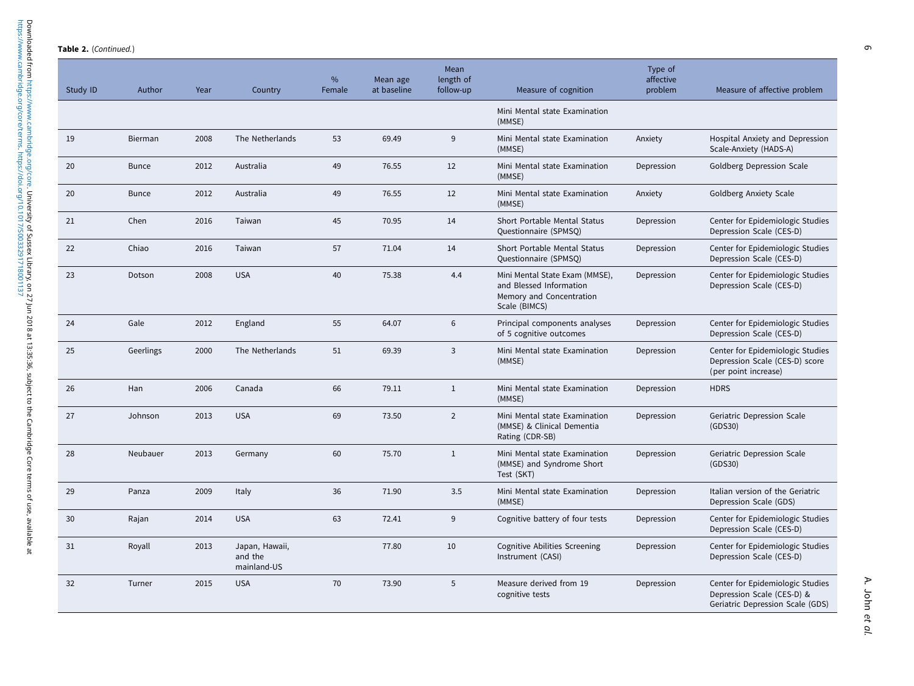**Table 2.** (*Continued.*)

| Study ID | Author | Year | Country | % Female | Mean age at baseline | Mean length of follow-up | Measure of cognition | Type of affective problem | Measure of affective problem |
|---|---|---|---|---|---|---|---|---|---|
| | | | | | | | Mini Mental state Examination (MMSE) | | |
| 19 | Bierman | 2008 | The Netherlands | 53 | 69.49 | 9 | Mini Mental state Examination (MMSE) | Anxiety | Hospital Anxiety and Depression Scale-Anxiety (HADS-A) |
| 20 | Bunce | 2012 | Australia | 49 | 76.55 | 12 | Mini Mental state Examination (MMSE) | Depression | Goldberg Depression Scale |
| 20 | Bunce | 2012 | Australia | 49 | 76.55 | 12 | Mini Mental state Examination (MMSE) | Anxiety | Goldberg Anxiety Scale |
| 21 | Chen | 2016 | Taiwan | 45 | 70.95 | 14 | Short Portable Mental Status Questionnaire (SPMSQ) | Depression | Center for Epidemiologic Studies Depression Scale (CES-D) |
| 22 | Chiao | 2016 | Taiwan | 57 | 71.04 | 14 | Short Portable Mental Status Questionnaire (SPMSQ) | Depression | Center for Epidemiologic Studies Depression Scale (CES-D) |
| 23 | Dotson | 2008 | USA | 40 | 75.38 | 4.4 | Mini Mental State Exam (MMSE), and Blessed Information Memory and Concentration Scale (BIMCS) | Depression | Center for Epidemiologic Studies Depression Scale (CES-D) |
| 24 | Gale | 2012 | England | 55 | 64.07 | 6 | Principal components analyses of 5 cognitive outcomes | Depression | Center for Epidemiologic Studies Depression Scale (CES-D) |
| 25 | Geerlings | 2000 | The Netherlands | 51 | 69.39 | 3 | Mini Mental state Examination (MMSE) | Depression | Center for Epidemiologic Studies Depression Scale (CES-D) score (per point increase) |
| 26 | Han | 2006 | Canada | 66 | 79.11 | 1 | Mini Mental state Examination (MMSE) | Depression | HDRS |
| 27 | Johnson | 2013 | USA | 69 | 73.50 | 2 | Mini Mental state Examination (MMSE) & Clinical Dementia Rating (CDR-SB) | Depression | Geriatric Depression Scale (GDS30) |
| 28 | Neubauer | 2013 | Germany | 60 | 75.70 | 1 | Mini Mental state Examination (MMSE) and Syndrome Short Test (SKT) | Depression | Geriatric Depression Scale (GDS30) |
| 29 | Panza | 2009 | Italy | 36 | 71.90 | 3.5 | Mini Mental state Examination (MMSE) | Depression | Italian version of the Geriatric Depression Scale (GDS) |
| 30 | Rajan | 2014 | USA | 63 | 72.41 | 9 | Cognitive battery of four tests | Depression | Center for Epidemiologic Studies Depression Scale (CES-D) |
| 31 | Royall | 2013 | Japan, Hawaii, and the mainland-US | | 77.80 | 10 | Cognitive Abilities Screening Instrument (CASI) | Depression | Center for Epidemiologic Studies Depression Scale (CES-D) |
| 32 | Turner | 2015 | USA | 70 | 73.90 | 5 | Measure derived from 19 cognitive tests | Depression | Center for Epidemiologic Studies Depression Scale (CES-D) & Geriatric Depression Scale (GDS) |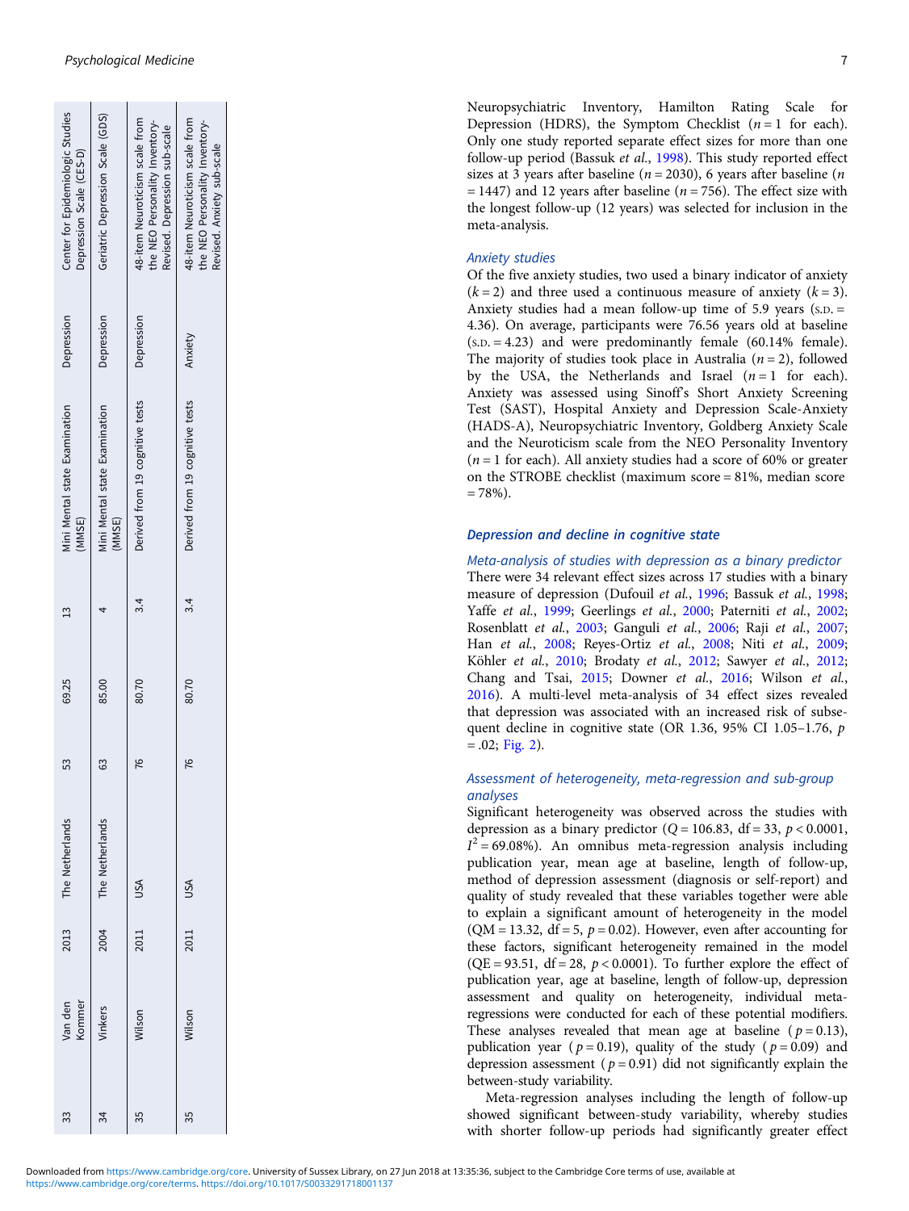| 33 | Van den Kommer | 2013 | The Netherlands | 53 | 69.25 | 13 | Mini Mental state Examination (MMSE) | Depression | Center for Epidemiologic Studies Depression Scale (CES-D) |
|---|---|---|---|---|---|---|---|---|---|
| 34 | Vinkers | 2004 | The Netherlands | 63 | 85.00 | 4 | Mini Mental state Examination (MMSE) | Depression | Geriatric Depression Scale (GDS) |
| 35 | Wilson | 2011 | USA | 76 | 80.70 | 3.4 | Derived from 19 cognitive tests | Depression | 48-item Neuroticism scale from the NEO Personality Inventory-Revised. Depression sub-scale |
| 35 | Wilson | 2011 | USA | 76 | 80.70 | 3.4 | Derived from 19 cognitive tests | Anxiety | 48-item Neuroticism scale from the NEO Personality Inventory-Revised. Anxiety sub-scale |

Neuropsychiatric Inventory, Hamilton Rating Scale for Depression (HDRS), the Symptom Checklist ($n = 1$ for each). Only one study reported separate effect sizes for more than one follow-up period (Bassuk *et al.*, 1998). This study reported effect sizes at 3 years after baseline ($n = 2030$), 6 years after baseline ($n = 1447$) and 12 years after baseline ($n = 756$). The effect size with the longest follow-up (12 years) was selected for inclusion in the meta-analysis.

*Anxiety studies*

Of the five anxiety studies, two used a binary indicator of anxiety ($k = 2$) and three used a continuous measure of anxiety ($k = 3$). Anxiety studies had a mean follow-up time of 5.9 years (S.D. = 4.36). On average, participants were 76.56 years old at baseline (S.D. = 4.23) and were predominantly female (60.14% female). The majority of studies took place in Australia ($n = 2$), followed by the USA, the Netherlands and Israel ($n = 1$ for each). Anxiety was assessed using Sinoff's Short Anxiety Screening Test (SAST), Hospital Anxiety and Depression Scale-Anxiety (HADS-A), Neuropsychiatric Inventory, Goldberg Anxiety Scale and the Neuroticism scale from the NEO Personality Inventory ($n = 1$ for each). All anxiety studies had a score of 60% or greater on the STROBE checklist (maximum score = 81%, median score = 78%).

### Depression and decline in cognitive state

*Meta-analysis of studies with depression as a binary predictor*

There were 34 relevant effect sizes across 17 studies with a binary measure of depression (Dufouil *et al.*, 1996; Bassuk *et al.*, 1998; Yaffe *et al.*, 1999; Geerlings *et al.*, 2000; Paterniti *et al.*, 2002; Rosenblatt *et al.*, 2003; Ganguli *et al.*, 2006; Raji *et al.*, 2007; Han *et al.*, 2008; Reyes-Ortiz *et al.*, 2008; Niti *et al.*, 2009; Köhler *et al.*, 2010; Brodaty *et al.*, 2012; Sawyer *et al.*, 2012; Chang and Tsai, 2015; Downer *et al.*, 2016; Wilson *et al.*, 2016). A multi-level meta-analysis of 34 effect sizes revealed that depression was associated with an increased risk of subsequent decline in cognitive state (OR 1.36, 95% CI 1.05–1.76, $p = .02$; Fig. 2).

*Assessment of heterogeneity, meta-regression and sub-group analyses*

Significant heterogeneity was observed across the studies with depression as a binary predictor ($Q = 106.83$, df = 33, $p < 0.0001$, $I^2 = 69.08\%$). An omnibus meta-regression analysis including publication year, mean age at baseline, length of follow-up, method of depression assessment (diagnosis or self-report) and quality of study revealed that these variables together were able to explain a significant amount of heterogeneity in the model (QM = 13.32, df = 5, $p = 0.02$). However, even after accounting for these factors, significant heterogeneity remained in the model (QE = 93.51, df = 28, $p < 0.0001$). To further explore the effect of publication year, age at baseline, length of follow-up, depression assessment and quality on heterogeneity, individual meta-regressions were conducted for each of these potential modifiers. These analyses revealed that mean age at baseline ($p = 0.13$), publication year ($p = 0.19$), quality of the study ($p = 0.09$) and depression assessment ($p = 0.91$) did not significantly explain the between-study variability.

Meta-regression analyses including the length of follow-up showed significant between-study variability, whereby studies with shorter follow-up periods had significantly greater effect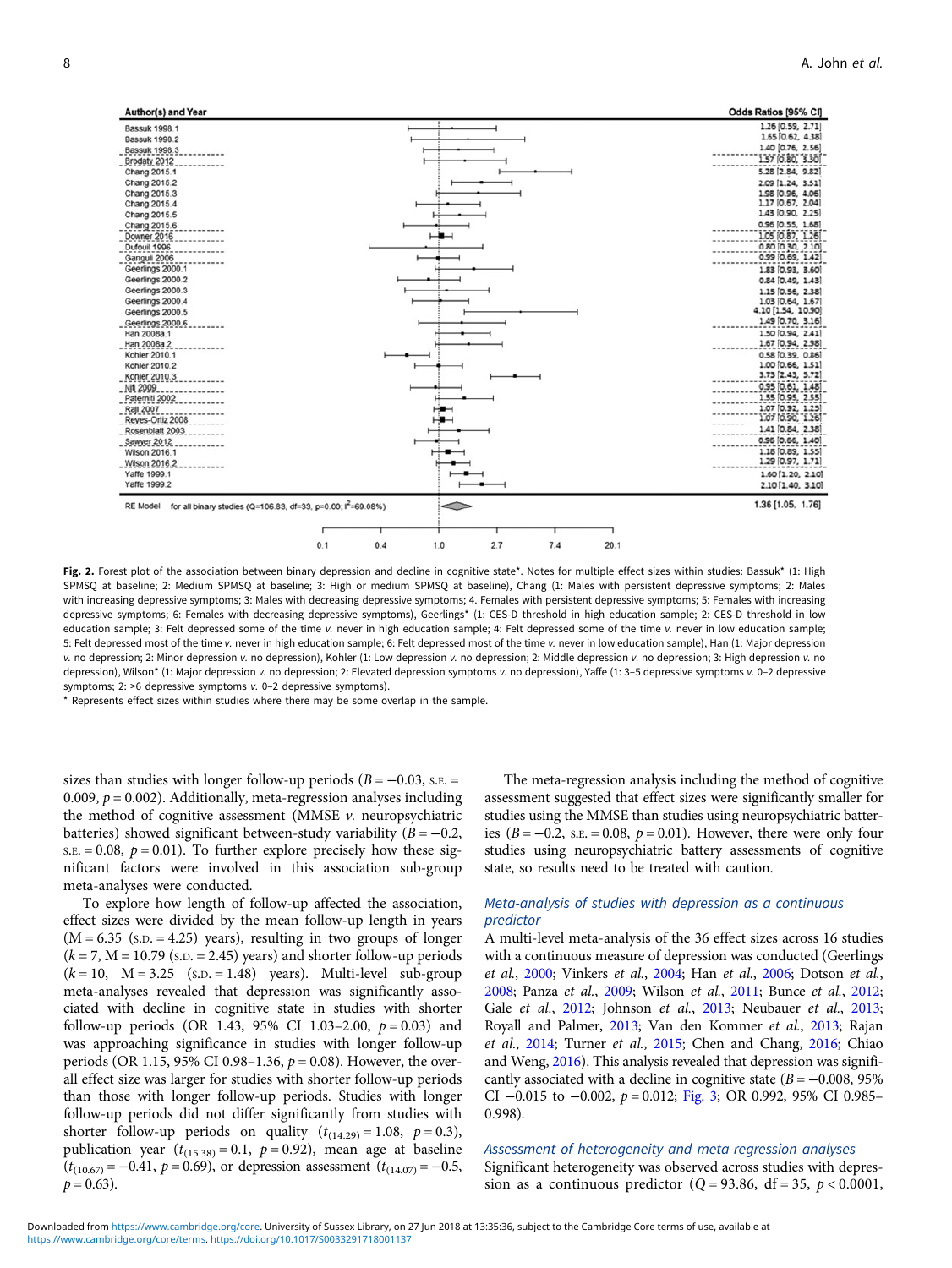| Author(s) and Year | Odds Ratios [95% CI] |
|---|---|
| Bassuk 1998.1 | 1.26 [0.59, 2.71] |
| Bassuk 1998.2 | 1.65 [0.62, 4.38] |
| Bassuk 1998.3 | 1.40 [0.76, 2.56] |
| Brodaty 2012 | 1.57 [0.80, 3.30] |
| Chang 2015.1 | 5.28 [2.84, 9.82] |
| Chang 2015.2 | 2.09 [1.24, 3.51] |
| Chang 2015.3 | 1.98 [0.96, 4.06] |
| Chang 2015.4 | 1.17 [0.67, 2.04] |
| Chang 2015.5 | 1.43 [0.90, 2.25] |
| Chang 2015.6 | 0.96 [0.55, 1.68] |
| Downer 2016 | 1.05 [0.87, 1.26] |
| Dufouil 1996 | 0.80 [0.30, 2.10] |
| Ganguli 2006 | 0.99 [0.69, 1.42] |
| Geerlings 2000.1 | 1.83 [0.93, 3.60] |
| Geerlings 2000.2 | 0.84 [0.49, 1.43] |
| Geerlings 2000.3 | 1.15 [0.56, 2.38] |
| Geerlings 2000.4 | 1.03 [0.64, 1.67] |
| Geerlings 2000.5 | 4.10 [1.54, 10.90] |
| Geerlings 2000.6 | 1.49 [0.70, 3.16] |
| Han 2008a.1 | 1.50 [0.94, 2.41] |
| Han 2008a.2 | 1.67 [0.94, 2.98] |
| Kohler 2010.1 | 0.58 [0.39, 0.86] |
| Kohler 2010.2 | 1.00 [0.66, 1.51] |
| Kohler 2010.3 | 3.73 [2.43, 5.72] |
| Niti 2009 | 0.95 [0.61, 1.48] |
| Paterniti 2002 | 1.55 [0.95, 2.55] |
| Raji 2007 | 1.07 [0.92, 1.25] |
| Reyes-Ortiz 2008 | 1.07 [0.90, 1.26] |
| Rosenblatt 2003 | 1.41 [0.84, 2.38] |
| Sawyer 2012 | 0.96 [0.66, 1.40] |
| Wilson 2016.1 | 1.16 [0.89, 1.55] |
| Wilson 2016.2 | 1.29 [0.97, 1.71] |
| Yaffe 1999.1 | 1.60 [1.20, 2.10] |
| Yaffe 1999.2 | 2.10 [1.40, 3.10] |
| RE Model for all binary studies (Q=106.83, df=33, p=0.00; I²=69.08%) | 1.36 [1.05, 1.76] |

**Fig. 2.** Forest plot of the association between binary depression and decline in cognitive state*. Notes for multiple effect sizes within studies: Bassuk* (1: High SPMSQ at baseline; 2: Medium SPMSQ at baseline; 3: High or medium SPMSQ at baseline), Chang (1: Males with persistent depressive symptoms; 2: Males with increasing depressive symptoms; 3: Males with decreasing depressive symptoms; 4. Females with persistent depressive symptoms; 5: Females with increasing depressive symptoms; 6: Females with decreasing depressive symptoms), Geerlings* (1: CES-D threshold in high education sample; 2: CES-D threshold in low education sample; 3: Felt depressed some of the time *v.* never in high education sample; 4: Felt depressed some of the time *v.* never in low education sample; 5: Felt depressed most of the time *v.* never in high education sample; 6: Felt depressed most of the time *v.* never in low education sample), Han (1: Major depression *v.* no depression; 2: Minor depression *v.* no depression), Kohler (1: Low depression *v.* no depression; 2: Middle depression *v.* no depression; 3: High depression *v.* no depression), Wilson* (1: Major depression *v.* no depression; 2: Elevated depression symptoms *v.* no depression), Yaffe (1: 3–5 depressive symptoms *v.* 0–2 depressive symptoms; 2: >6 depressive symptoms *v.* 0–2 depressive symptoms).

\* Represents effect sizes within studies where there may be some overlap in the sample.

sizes than studies with longer follow-up periods ($B = -0.03$, S.E. = 0.009, $p = 0.002$). Additionally, meta-regression analyses including the method of cognitive assessment (MMSE *v.* neuropsychiatric batteries) showed significant between-study variability ($B = -0.2$, S.E. = 0.08, $p = 0.01$). To further explore precisely how these significant factors were involved in this association sub-group meta-analyses were conducted.

To explore how length of follow-up affected the association, effect sizes were divided by the mean follow-up length in years (M = 6.35 (S.D. = 4.25) years), resulting in two groups of longer ($k = 7$, M = 10.79 (S.D. = 2.45) years) and shorter follow-up periods ($k = 10$, M = 3.25 (S.D. = 1.48) years). Multi-level sub-group meta-analyses revealed that depression was significantly associated with decline in cognitive state in studies with shorter follow-up periods (OR 1.43, 95% CI 1.03–2.00, $p = 0.03$) and was approaching significance in studies with longer follow-up periods (OR 1.15, 95% CI 0.98–1.36, $p = 0.08$). However, the overall effect size was larger for studies with shorter follow-up periods than those with longer follow-up periods. Studies with longer follow-up periods did not differ significantly from studies with shorter follow-up periods on quality ($t_{(14.29)} = 1.08$, $p = 0.3$), publication year ($t_{(15.38)} = 0.1$, $p = 0.92$), mean age at baseline ($t_{(10.67)} = -0.41$, $p = 0.69$), or depression assessment ($t_{(14.07)} = -0.5$, $p = 0.63$).

The meta-regression analysis including the method of cognitive assessment suggested that effect sizes were significantly smaller for studies using the MMSE than studies using neuropsychiatric batteries ($B = -0.2$, S.E. = 0.08, $p = 0.01$). However, there were only four studies using neuropsychiatric battery assessments of cognitive state, so results need to be treated with caution.

### Meta-analysis of studies with depression as a continuous predictor

A multi-level meta-analysis of the 36 effect sizes across 16 studies with a continuous measure of depression was conducted (Geerlings *et al.*, 2000; Vinkers *et al.*, 2004; Han *et al.*, 2006; Dotson *et al.*, 2008; Panza *et al.*, 2009; Wilson *et al.*, 2011; Bunce *et al.*, 2012; Gale *et al.*, 2012; Johnson *et al.*, 2013; Neubauer *et al.*, 2013; Royall and Palmer, 2013; Van den Kommer *et al.*, 2013; Rajan *et al.*, 2014; Turner *et al.*, 2015; Chen and Chang, 2016; Chiao and Weng, 2016). This analysis revealed that depression was significantly associated with a decline in cognitive state ($B = -0.008$, 95% CI −0.015 to −0.002, $p = 0.012$; Fig. 3; OR 0.992, 95% CI 0.985–0.998).

### Assessment of heterogeneity and meta-regression analyses

Significant heterogeneity was observed across studies with depression as a continuous predictor ($Q = 93.86$, df = 35, $p < 0.0001$,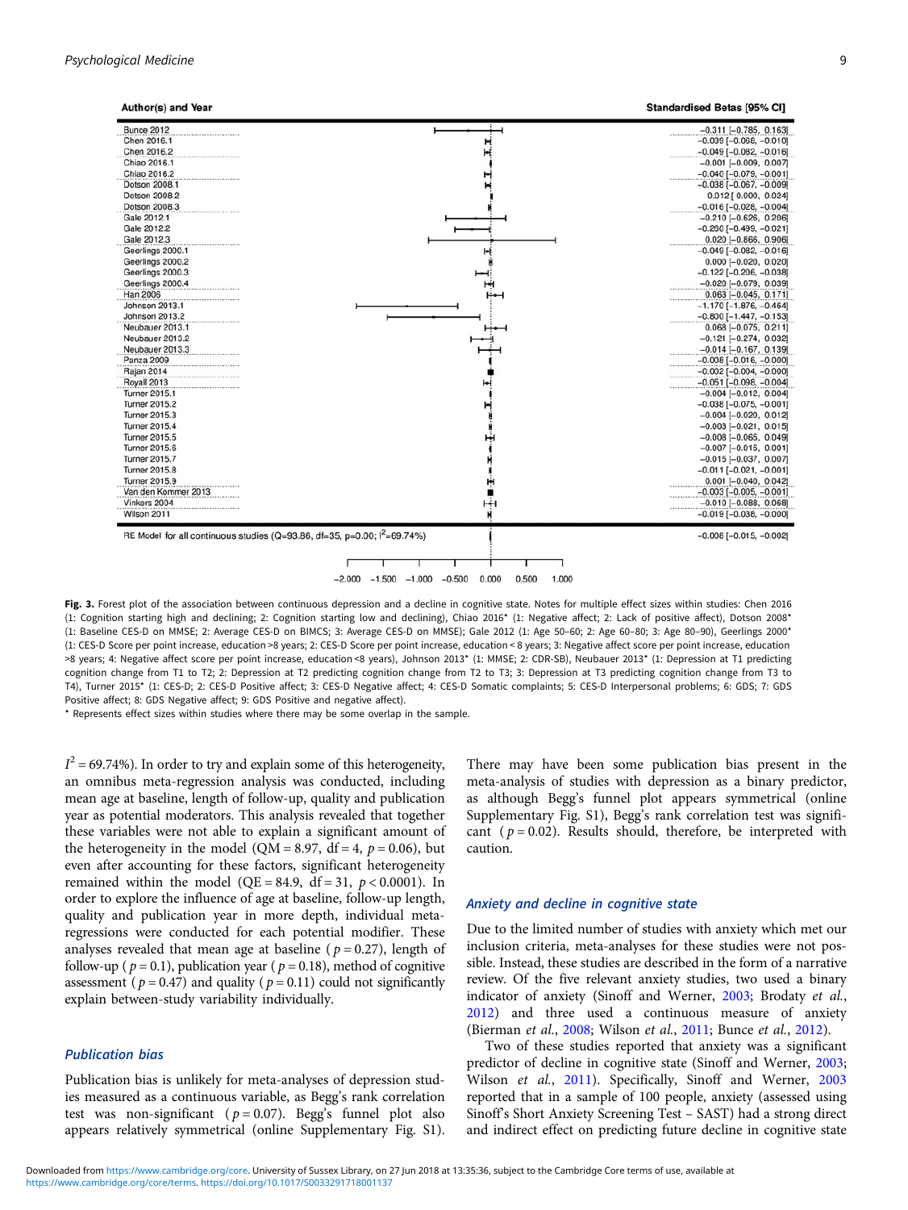| Author(s) and Year | Standardised Betas [95% CI] |
| --- | --- |
| Bunce 2012 | −0.311 [−0.785, 0.163] |
| Chen 2016.1 | −0.039 [−0.068, −0.010] |
| Chen 2016.2 | −0.049 [−0.082, −0.016] |
| Chiao 2016.1 | −0.001 [−0.009, 0.007] |
| Chiao 2016.2 | −0.040 [−0.079, −0.001] |
| Dotson 2008.1 | −0.038 [−0.067, −0.009] |
| Dotson 2008.2 | 0.012 [ 0.000, 0.024] |
| Dotson 2008.3 | −0.016 [−0.028, −0.004] |
| Gale 2012.1 | −0.210 [−0.626, 0.206] |
| Gale 2012.2 | −0.260 [−0.499, −0.021] |
| Gale 2012.3 | 0.020 [−0.866, 0.906] |
| Geerlings 2000.1 | −0.049 [−0.082, −0.016] |
| Geerlings 2000.2 | 0.000 [−0.020, 0.020] |
| Geerlings 2000.3 | −0.122 [−0.206, −0.038] |
| Geerlings 2000.4 | −0.020 [−0.079, 0.039] |
| Han 2006 | 0.063 [−0.045, 0.171] |
| Johnson 2013.1 | −1.170 [−1.876, −0.464] |
| Johnson 2013.2 | −0.800 [−1.447, −0.153] |
| Neubauer 2013.1 | 0.068 [−0.075, 0.211] |
| Neubauer 2013.2 | −0.121 [−0.274, 0.032] |
| Neubauer 2013.3 | −0.014 [−0.167, 0.139] |
| Panza 2009 | −0.008 [−0.016, −0.000] |
| Rajan 2014 | −0.002 [−0.004, −0.000] |
| Royall 2013 | −0.051 [−0.098, −0.004] |
| Turner 2015.1 | −0.004 [−0.012, 0.004] |
| Turner 2015.2 | −0.038 [−0.075, −0.001] |
| Turner 2015.3 | −0.004 [−0.020, 0.012] |
| Turner 2015.4 | −0.003 [−0.021, 0.015] |
| Turner 2015.5 | −0.008 [−0.065, 0.049] |
| Turner 2015.6 | −0.007 [−0.015, 0.001] |
| Turner 2015.7 | −0.015 [−0.037, 0.007] |
| Turner 2015.8 | −0.011 [−0.021, −0.001] |
| Turner 2015.9 | 0.001 [−0.040, 0.042] |
| Van den Kommer 2013 | −0.003 [−0.005, −0.001] |
| Vinkers 2004 | −0.010 [−0.088, 0.068] |
| Wilson 2011 | −0.019 [−0.038, −0.000] |
| RE Model for all continuous studies (Q=93.86, df=35, p=0.00; $I^2$=69.74%) | −0.008 [−0.015, −0.002] |

**Fig. 3.** Forest plot of the association between continuous depression and a decline in cognitive state. Notes for multiple effect sizes within studies: Chen 2016 (1: Cognition starting high and declining; 2: Cognition starting low and declining), Chiao 2016* (1: Negative affect; 2: Lack of positive affect), Dotson 2008* (1: Baseline CES-D on MMSE; 2: Average CES-D on BIMCS; 3: Average CES-D on MMSE); Gale 2012 (1: Age 50–60; 2: Age 60–80; 3: Age 80–90), Geerlings 2000* (1: CES-D Score per point increase, education >8 years; 2: CES-D Score per point increase, education < 8 years; 3: Negative affect score per point increase, education >8 years; 4: Negative affect score per point increase, education <8 years), Johnson 2013* (1: MMSE; 2: CDR-SB), Neubauer 2013* (1: Depression at T1 predicting cognition change from T1 to T2; 2: Depression at T2 predicting cognition change from T2 to T3; 3: Depression at T3 predicting cognition change from T3 to T4), Turner 2015* (1: CES-D; 2: CES-D Positive affect; 3: CES-D Negative affect; 4: CES-D Somatic complaints; 5: CES-D Interpersonal problems; 6: GDS; 7: GDS Positive affect; 8: GDS Negative affect; 9: GDS Positive and negative affect).
* Represents effect sizes within studies where there may be some overlap in the sample.

$I^2 = 69.74\%$). In order to try and explain some of this heterogeneity, an omnibus meta-regression analysis was conducted, including mean age at baseline, length of follow-up, quality and publication year as potential moderators. This analysis revealed that together these variables were not able to explain a significant amount of the heterogeneity in the model (QM = 8.97, df = 4, $p = 0.06$), but even after accounting for these factors, significant heterogeneity remained within the model (QE = 84.9, df = 31, $p < 0.0001$). In order to explore the influence of age at baseline, follow-up length, quality and publication year in more depth, individual meta-regressions were conducted for each potential modifier. These analyses revealed that mean age at baseline ($p = 0.27$), length of follow-up ($p = 0.1$), publication year ($p = 0.18$), method of cognitive assessment ($p = 0.47$) and quality ($p = 0.11$) could not significantly explain between-study variability individually.

### Publication bias

Publication bias is unlikely for meta-analyses of depression studies measured as a continuous variable, as Begg's rank correlation test was non-significant ($p = 0.07$). Begg's funnel plot also appears relatively symmetrical (online Supplementary Fig. S1). There may have been some publication bias present in the meta-analysis of studies with depression as a binary predictor, as although Begg's funnel plot appears symmetrical (online Supplementary Fig. S1), Begg's rank correlation test was significant ($p = 0.02$). Results should, therefore, be interpreted with caution.

### Anxiety and decline in cognitive state

Due to the limited number of studies with anxiety which met our inclusion criteria, meta-analyses for these studies were not possible. Instead, these studies are described in the form of a narrative review. Of the five relevant anxiety studies, two used a binary indicator of anxiety (Sinoff and Werner, 2003; Brodaty *et al.*, 2012) and three used a continuous measure of anxiety (Bierman *et al.*, 2008; Wilson *et al.*, 2011; Bunce *et al.*, 2012).

Two of these studies reported that anxiety was a significant predictor of decline in cognitive state (Sinoff and Werner, 2003; Wilson *et al.*, 2011). Specifically, Sinoff and Werner, 2003 reported that in a sample of 100 people, anxiety (assessed using Sinoff's Short Anxiety Screening Test – SAST) had a strong direct and indirect effect on predicting future decline in cognitive state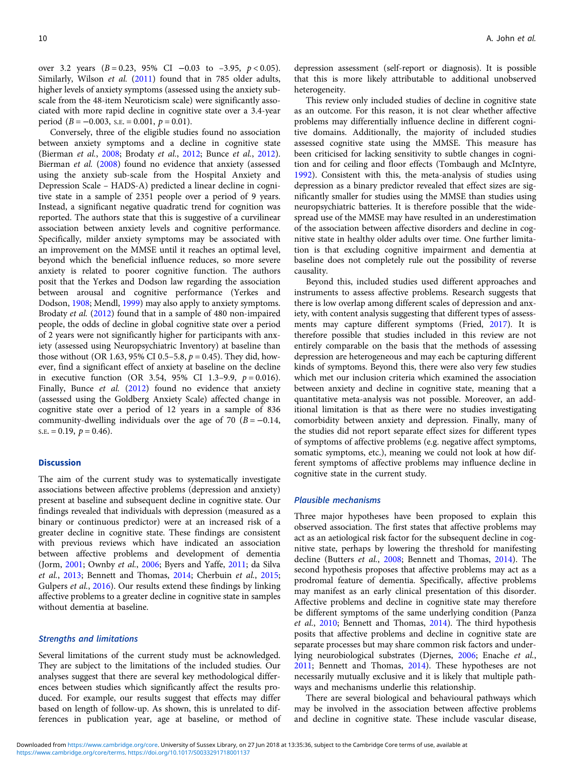over 3.2 years ($B = 0.23$, 95% CI −0.03 to −3.95, $p < 0.05$). Similarly, Wilson *et al.* (2011) found that in 785 older adults, higher levels of anxiety symptoms (assessed using the anxiety subscale from the 48-item Neuroticism scale) were significantly associated with more rapid decline in cognitive state over a 3.4-year period ($B = -0.003$, S.E. = 0.001, $p = 0.01$).

Conversely, three of the eligible studies found no association between anxiety symptoms and a decline in cognitive state (Bierman *et al.*, 2008; Brodaty *et al.*, 2012; Bunce *et al.*, 2012). Bierman *et al.* (2008) found no evidence that anxiety (assessed using the anxiety sub-scale from the Hospital Anxiety and Depression Scale – HADS-A) predicted a linear decline in cognitive state in a sample of 2351 people over a period of 9 years. Instead, a significant negative quadratic trend for cognition was reported. The authors state that this is suggestive of a curvilinear association between anxiety levels and cognitive performance. Specifically, milder anxiety symptoms may be associated with an improvement on the MMSE until it reaches an optimal level, beyond which the beneficial influence reduces, so more severe anxiety is related to poorer cognitive function. The authors posit that the Yerkes and Dodson law regarding the association between arousal and cognitive performance (Yerkes and Dodson, 1908; Mendl, 1999) may also apply to anxiety symptoms. Brodaty *et al.* (2012) found that in a sample of 480 non-impaired people, the odds of decline in global cognitive state over a period of 2 years were not significantly higher for participants with anxiety (assessed using Neuropsychiatric Inventory) at baseline than those without (OR 1.63, 95% CI 0.5–5.8, $p = 0.45$). They did, however, find a significant effect of anxiety at baseline on the decline in executive function (OR 3.54, 95% CI 1.3–9.9, $p = 0.016$). Finally, Bunce *et al.* (2012) found no evidence that anxiety (assessed using the Goldberg Anxiety Scale) affected change in cognitive state over a period of 12 years in a sample of 836 community-dwelling individuals over the age of 70 ($B = -0.14$, S.E. = 0.19, $p = 0.46$).

## Discussion

The aim of the current study was to systematically investigate associations between affective problems (depression and anxiety) present at baseline and subsequent decline in cognitive state. Our findings revealed that individuals with depression (measured as a binary or continuous predictor) were at an increased risk of a greater decline in cognitive state. These findings are consistent with previous reviews which have indicated an association between affective problems and development of dementia (Jorm, 2001; Ownby *et al.*, 2006; Byers and Yaffe, 2011; da Silva *et al.*, 2013; Bennett and Thomas, 2014; Cherbuin *et al.*, 2015; Gulpers *et al.*, 2016). Our results extend these findings by linking affective problems to a greater decline in cognitive state in samples without dementia at baseline.

### *Strengths and limitations*

Several limitations of the current study must be acknowledged. They are subject to the limitations of the included studies. Our analyses suggest that there are several key methodological differences between studies which significantly affect the results produced. For example, our results suggest that effects may differ based on length of follow-up. As shown, this is unrelated to differences in publication year, age at baseline, or method of depression assessment (self-report or diagnosis). It is possible that this is more likely attributable to additional unobserved heterogeneity.

This review only included studies of decline in cognitive state as an outcome. For this reason, it is not clear whether affective problems may differentially influence decline in different cognitive domains. Additionally, the majority of included studies assessed cognitive state using the MMSE. This measure has been criticised for lacking sensitivity to subtle changes in cognition and for ceiling and floor effects (Tombaugh and McIntyre, 1992). Consistent with this, the meta-analysis of studies using depression as a binary predictor revealed that effect sizes are significantly smaller for studies using the MMSE than studies using neuropsychiatric batteries. It is therefore possible that the widespread use of the MMSE may have resulted in an underestimation of the association between affective disorders and decline in cognitive state in healthy older adults over time. One further limitation is that excluding cognitive impairment and dementia at baseline does not completely rule out the possibility of reverse causality.

Beyond this, included studies used different approaches and instruments to assess affective problems. Research suggests that there is low overlap among different scales of depression and anxiety, with content analysis suggesting that different types of assessments may capture different symptoms (Fried, 2017). It is therefore possible that studies included in this review are not entirely comparable on the basis that the methods of assessing depression are heterogeneous and may each be capturing different kinds of symptoms. Beyond this, there were also very few studies which met our inclusion criteria which examined the association between anxiety and decline in cognitive state, meaning that a quantitative meta-analysis was not possible. Moreover, an additional limitation is that as there were no studies investigating comorbidity between anxiety and depression. Finally, many of the studies did not report separate effect sizes for different types of symptoms of affective problems (e.g. negative affect symptoms, somatic symptoms, etc.), meaning we could not look at how different symptoms of affective problems may influence decline in cognitive state in the current study.

### *Plausible mechanisms*

Three major hypotheses have been proposed to explain this observed association. The first states that affective problems may act as an aetiological risk factor for the subsequent decline in cognitive state, perhaps by lowering the threshold for manifesting decline (Butters *et al.*, 2008; Bennett and Thomas, 2014). The second hypothesis proposes that affective problems may act as a prodromal feature of dementia. Specifically, affective problems may manifest as an early clinical presentation of this disorder. Affective problems and decline in cognitive state may therefore be different symptoms of the same underlying condition (Panza *et al.*, 2010; Bennett and Thomas, 2014). The third hypothesis posits that affective problems and decline in cognitive state are separate processes but may share common risk factors and underlying neurobiological substrates (Djernes, 2006; Enache *et al.*, 2011; Bennett and Thomas, 2014). These hypotheses are not necessarily mutually exclusive and it is likely that multiple pathways and mechanisms underlie this relationship.

There are several biological and behavioural pathways which may be involved in the association between affective problems and decline in cognitive state. These include vascular disease,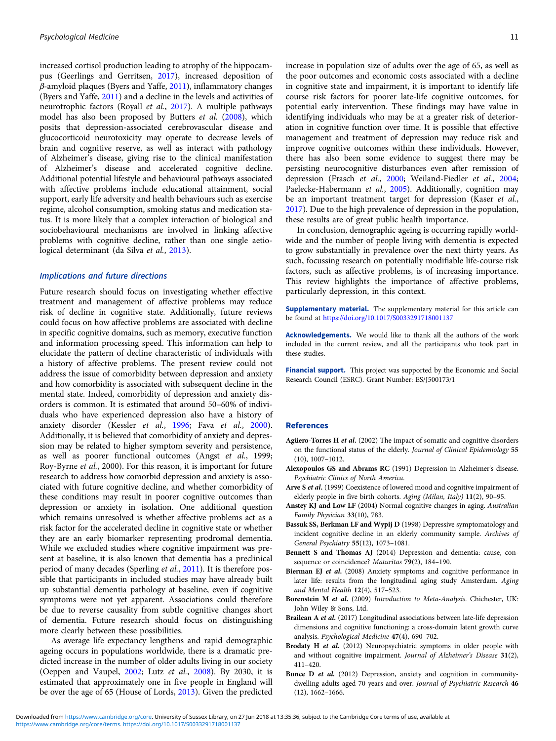increased cortisol production leading to atrophy of the hippocampus (Geerlings and Gerritsen, 2017), increased deposition of β-amyloid plaques (Byers and Yaffe, 2011), inflammatory changes (Byers and Yaffe, 2011) and a decline in the levels and activities of neurotrophic factors (Royall *et al.*, 2017). A multiple pathways model has also been proposed by Butters *et al.* (2008), which posits that depression-associated cerebrovascular disease and glucocorticoid neurotoxicity may operate to decrease levels of brain and cognitive reserve, as well as interact with pathology of Alzheimer's disease, giving rise to the clinical manifestation of Alzheimer's disease and accelerated cognitive decline. Additional potential lifestyle and behavioural pathways associated with affective problems include educational attainment, social support, early life adversity and health behaviours such as exercise regime, alcohol consumption, smoking status and medication status. It is more likely that a complex interaction of biological and sociobehavioural mechanisms are involved in linking affective problems with cognitive decline, rather than one single aetiological determinant (da Silva *et al.*, 2013).

### Implications and future directions

Future research should focus on investigating whether effective treatment and management of affective problems may reduce risk of decline in cognitive state. Additionally, future reviews could focus on how affective problems are associated with decline in specific cognitive domains, such as memory, executive function and information processing speed. This information can help to elucidate the pattern of decline characteristic of individuals with a history of affective problems. The present review could not address the issue of comorbidity between depression and anxiety and how comorbidity is associated with subsequent decline in the mental state. Indeed, comorbidity of depression and anxiety disorders is common. It is estimated that around 50–60% of individuals who have experienced depression also have a history of anxiety disorder (Kessler *et al.*, 1996; Fava *et al.*, 2000). Additionally, it is believed that comorbidity of anxiety and depression may be related to higher symptom severity and persistence, as well as poorer functional outcomes (Angst *et al.*, 1999; Roy-Byrne *et al.*, 2000). For this reason, it is important for future research to address how comorbid depression and anxiety is associated with future cognitive decline, and whether comorbidity of these conditions may result in poorer cognitive outcomes than depression or anxiety in isolation. One additional question which remains unresolved is whether affective problems act as a risk factor for the accelerated decline in cognitive state or whether they are an early biomarker representing prodromal dementia. While we excluded studies where cognitive impairment was present at baseline, it is also known that dementia has a preclinical period of many decades (Sperling *et al.*, 2011). It is therefore possible that participants in included studies may have already built up substantial dementia pathology at baseline, even if cognitive symptoms were not yet apparent. Associations could therefore be due to reverse causality from subtle cognitive changes short of dementia. Future research should focus on distinguishing more clearly between these possibilities.

As average life expectancy lengthens and rapid demographic ageing occurs in populations worldwide, there is a dramatic predicted increase in the number of older adults living in our society (Oeppen and Vaupel, 2002; Lutz *et al.*, 2008). By 2030, it is estimated that approximately one in five people in England will be over the age of 65 (House of Lords, 2013). Given the predicted increase in population size of adults over the age of 65, as well as the poor outcomes and economic costs associated with a decline in cognitive state and impairment, it is important to identify life course risk factors for poorer late-life cognitive outcomes, for potential early intervention. These findings may have value in identifying individuals who may be at a greater risk of deterioration in cognitive function over time. It is possible that effective management and treatment of depression may reduce risk and improve cognitive outcomes within these individuals. However, there has also been some evidence to suggest there may be persisting neurocognitive disturbances even after remission of depression (Frasch *et al.*, 2000; Weiland-Fiedler *et al.*, 2004; Paelecke-Habermann *et al.*, 2005). Additionally, cognition may be an important treatment target for depression (Kaser *et al.*, 2017). Due to the high prevalence of depression in the population, these results are of great public health importance.

In conclusion, demographic ageing is occurring rapidly worldwide and the number of people living with dementia is expected to grow substantially in prevalence over the next thirty years. As such, focussing research on potentially modifiable life-course risk factors, such as affective problems, is of increasing importance. This review highlights the importance of affective problems, particularly depression, in this context.

**Supplementary material.** The supplementary material for this article can be found at https://doi.org/10.1017/S0033291718001137

**Acknowledgements.** We would like to thank all the authors of the work included in the current review, and all the participants who took part in these studies.

**Financial support.** This project was supported by the Economic and Social Research Council (ESRC). Grant Number: ES/J500173/1

## References

**Agüero-Torres H *et al.*** (2002) The impact of somatic and cognitive disorders on the functional status of the elderly. *Journal of Clinical Epidemiology* **55** (10), 1007–1012.

**Alexopoulos GS and Abrams RC** (1991) Depression in Alzheimer's disease. *Psychiatric Clinics of North America*.

**Arve S *et al.*** (1999) Coexistence of lowered mood and cognitive impairment of elderly people in five birth cohorts. *Aging (Milan, Italy)* **11**(2), 90–95.

**Anstey KJ and Low LF** (2004) Normal cognitive changes in aging. *Australian Family Physician* **33**(10), 783.

**Bassuk SS, Berkman LF and Wypij D** (1998) Depressive symptomatology and incident cognitive decline in an elderly community sample. *Archives of General Psychiatry* **55**(12), 1073–1081.

**Bennett S and Thomas AJ** (2014) Depression and dementia: cause, consequence or coincidence? *Maturitas* **79**(2), 184–190.

**Bierman EJ *et al.*** (2008) Anxiety symptoms and cognitive performance in later life: results from the longitudinal aging study Amsterdam. *Aging and Mental Health* **12**(4), 517–523.

**Borenstein M *et al.*** (2009) *Introduction to Meta-Analysis*. Chichester, UK: John Wiley & Sons, Ltd.

**Brailean A *et al.*** (2017) Longitudinal associations between late-life depression dimensions and cognitive functioning: a cross-domain latent growth curve analysis. *Psychological Medicine* **47**(4), 690–702.

**Brodaty H *et al.*** (2012) Neuropsychiatric symptoms in older people with and without cognitive impairment. *Journal of Alzheimer's Disease* **31**(2), 411–420.

**Bunce D *et al.*** (2012) Depression, anxiety and cognition in community-dwelling adults aged 70 years and over. *Journal of Psychiatric Research* **46** (12), 1662–1666.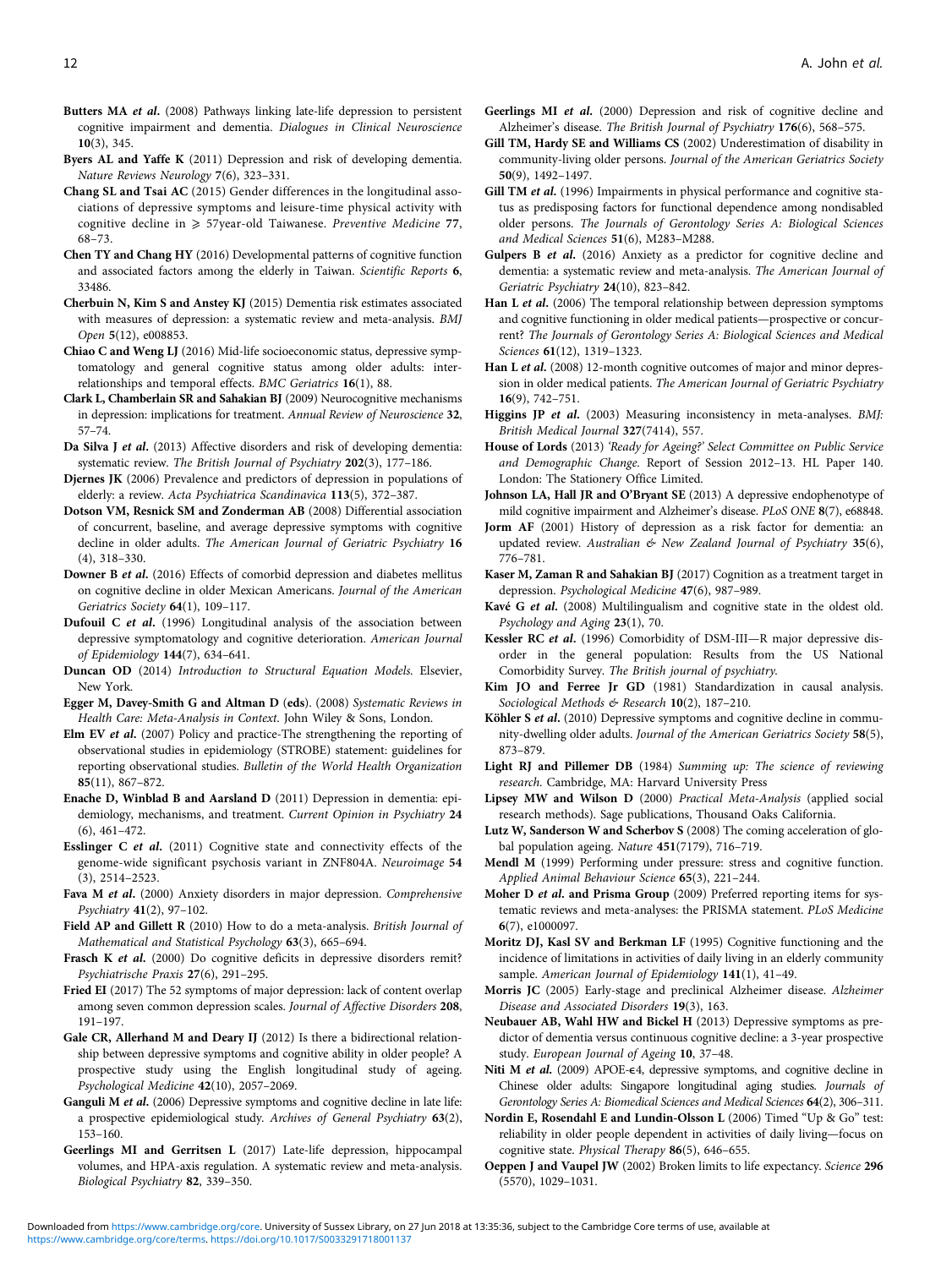**Butters MA et al.** (2008) Pathways linking late-life depression to persistent cognitive impairment and dementia. *Dialogues in Clinical Neuroscience* **10**(3), 345.

**Byers AL and Yaffe K** (2011) Depression and risk of developing dementia. *Nature Reviews Neurology* **7**(6), 323–331.

**Chang SL and Tsai AC** (2015) Gender differences in the longitudinal associations of depressive symptoms and leisure-time physical activity with cognitive decline in ⩾ 57year-old Taiwanese. *Preventive Medicine* **77**, 68–73.

**Chen TY and Chang HY** (2016) Developmental patterns of cognitive function and associated factors among the elderly in Taiwan. *Scientific Reports* **6**, 33486.

**Cherbuin N, Kim S and Anstey KJ** (2015) Dementia risk estimates associated with measures of depression: a systematic review and meta-analysis. *BMJ Open* **5**(12), e008853.

**Chiao C and Weng LJ** (2016) Mid-life socioeconomic status, depressive symptomatology and general cognitive status among older adults: inter-relationships and temporal effects. *BMC Geriatrics* **16**(1), 88.

**Clark L, Chamberlain SR and Sahakian BJ** (2009) Neurocognitive mechanisms in depression: implications for treatment. *Annual Review of Neuroscience* **32**, 57–74.

**Da Silva J et al.** (2013) Affective disorders and risk of developing dementia: systematic review. *The British Journal of Psychiatry* **202**(3), 177–186.

**Djernes JK** (2006) Prevalence and predictors of depression in populations of elderly: a review. *Acta Psychiatrica Scandinavica* **113**(5), 372–387.

**Dotson VM, Resnick SM and Zonderman AB** (2008) Differential association of concurrent, baseline, and average depressive symptoms with cognitive decline in older adults. *The American Journal of Geriatric Psychiatry* **16** (4), 318–330.

**Downer B et al.** (2016) Effects of comorbid depression and diabetes mellitus on cognitive decline in older Mexican Americans. *Journal of the American Geriatrics Society* **64**(1), 109–117.

**Dufouil C et al.** (1996) Longitudinal analysis of the association between depressive symptomatology and cognitive deterioration. *American Journal of Epidemiology* **144**(7), 634–641.

**Duncan OD** (2014) *Introduction to Structural Equation Models*. Elsevier, New York.

**Egger M, Davey-Smith G and Altman D (eds)**. (2008) *Systematic Reviews in Health Care: Meta-Analysis in Context*. John Wiley & Sons, London.

**Elm EV et al.** (2007) Policy and practice-The strengthening the reporting of observational studies in epidemiology (STROBE) statement: guidelines for reporting observational studies. *Bulletin of the World Health Organization* **85**(11), 867–872.

**Enache D, Winblad B and Aarsland D** (2011) Depression in dementia: epidemiology, mechanisms, and treatment. *Current Opinion in Psychiatry* **24** (6), 461–472.

**Esslinger C et al.** (2011) Cognitive state and connectivity effects of the genome-wide significant psychosis variant in ZNF804A. *Neuroimage* **54** (3), 2514–2523.

**Fava M et al.** (2000) Anxiety disorders in major depression. *Comprehensive Psychiatry* **41**(2), 97–102.

**Field AP and Gillett R** (2010) How to do a meta-analysis. *British Journal of Mathematical and Statistical Psychology* **63**(3), 665–694.

**Frasch K et al.** (2000) Do cognitive deficits in depressive disorders remit? *Psychiatrische Praxis* **27**(6), 291–295.

**Fried EI** (2017) The 52 symptoms of major depression: lack of content overlap among seven common depression scales. *Journal of Affective Disorders* **208**, 191–197.

**Gale CR, Allerhand M and Deary IJ** (2012) Is there a bidirectional relationship between depressive symptoms and cognitive ability in older people? A prospective study using the English longitudinal study of ageing. *Psychological Medicine* **42**(10), 2057–2069.

**Ganguli M et al.** (2006) Depressive symptoms and cognitive decline in late life: a prospective epidemiological study. *Archives of General Psychiatry* **63**(2), 153–160.

**Geerlings MI and Gerritsen L** (2017) Late-life depression, hippocampal volumes, and HPA-axis regulation. A systematic review and meta-analysis. *Biological Psychiatry* **82**, 339–350.

**Geerlings MI et al.** (2000) Depression and risk of cognitive decline and Alzheimer's disease. *The British Journal of Psychiatry* **176**(6), 568–575.

**Gill TM, Hardy SE and Williams CS** (2002) Underestimation of disability in community-living older persons. *Journal of the American Geriatrics Society* **50**(9), 1492–1497.

**Gill TM et al.** (1996) Impairments in physical performance and cognitive status as predisposing factors for functional dependence among nondisabled older persons. *The Journals of Gerontology Series A: Biological Sciences and Medical Sciences* **51**(6), M283–M288.

**Gulpers B et al.** (2016) Anxiety as a predictor for cognitive decline and dementia: a systematic review and meta-analysis. *The American Journal of Geriatric Psychiatry* **24**(10), 823–842.

**Han L et al.** (2006) The temporal relationship between depression symptoms and cognitive functioning in older medical patients—prospective or concurrent? *The Journals of Gerontology Series A: Biological Sciences and Medical Sciences* **61**(12), 1319–1323.

**Han L et al.** (2008) 12-month cognitive outcomes of major and minor depression in older medical patients. *The American Journal of Geriatric Psychiatry* **16**(9), 742–751.

**Higgins JP et al.** (2003) Measuring inconsistency in meta-analyses. *BMJ: British Medical Journal* **327**(7414), 557.

**House of Lords** (2013) *'Ready for Ageing?' Select Committee on Public Service and Demographic Change*. Report of Session 2012–13. HL Paper 140. London: The Stationery Office Limited.

**Johnson LA, Hall JR and O'Bryant SE** (2013) A depressive endophenotype of mild cognitive impairment and Alzheimer's disease. *PLoS ONE* **8**(7), e68848.

**Jorm AF** (2001) History of depression as a risk factor for dementia: an updated review. *Australian & New Zealand Journal of Psychiatry* **35**(6), 776–781.

**Kaser M, Zaman R and Sahakian BJ** (2017) Cognition as a treatment target in depression. *Psychological Medicine* **47**(6), 987–989.

**Kavé G et al.** (2008) Multilingualism and cognitive state in the oldest old. *Psychology and Aging* **23**(1), 70.

**Kessler RC et al.** (1996) Comorbidity of DSM-III—R major depressive disorder in the general population: Results from the US National Comorbidity Survey. *The British journal of psychiatry*.

**Kim JO and Ferree Jr GD** (1981) Standardization in causal analysis. *Sociological Methods & Research* **10**(2), 187–210.

**Köhler S et al.** (2010) Depressive symptoms and cognitive decline in community-dwelling older adults. *Journal of the American Geriatrics Society* **58**(5), 873–879.

**Light RJ and Pillemer DB** (1984) *Summing up: The science of reviewing research*. Cambridge, MA: Harvard University Press

**Lipsey MW and Wilson D** (2000) *Practical Meta-Analysis* (applied social research methods). Sage publications, Thousand Oaks California.

**Lutz W, Sanderson W and Scherbov S** (2008) The coming acceleration of global population ageing. *Nature* **451**(7179), 716–719.

**Mendl M** (1999) Performing under pressure: stress and cognitive function. *Applied Animal Behaviour Science* **65**(3), 221–244.

**Moher D et al. and Prisma Group** (2009) Preferred reporting items for systematic reviews and meta-analyses: the PRISMA statement. *PLoS Medicine* **6**(7), e1000097.

**Moritz DJ, Kasl SV and Berkman LF** (1995) Cognitive functioning and the incidence of limitations in activities of daily living in an elderly community sample. *American Journal of Epidemiology* **141**(1), 41–49.

**Morris JC** (2005) Early-stage and preclinical Alzheimer disease. *Alzheimer Disease and Associated Disorders* **19**(3), 163.

**Neubauer AB, Wahl HW and Bickel H** (2013) Depressive symptoms as predictor of dementia versus continuous cognitive decline: a 3-year prospective study. *European Journal of Ageing* **10**, 37–48.

**Niti M et al.** (2009) APOE-ϵ4, depressive symptoms, and cognitive decline in Chinese older adults: Singapore longitudinal aging studies. *Journals of Gerontology Series A: Biomedical Sciences and Medical Sciences* **64**(2), 306–311.

**Nordin E, Rosendahl E and Lundin-Olsson L** (2006) Timed "Up & Go" test: reliability in older people dependent in activities of daily living—focus on cognitive state. *Physical Therapy* **86**(5), 646–655.

**Oeppen J and Vaupel JW** (2002) Broken limits to life expectancy. *Science* **296** (5570), 1029–1031.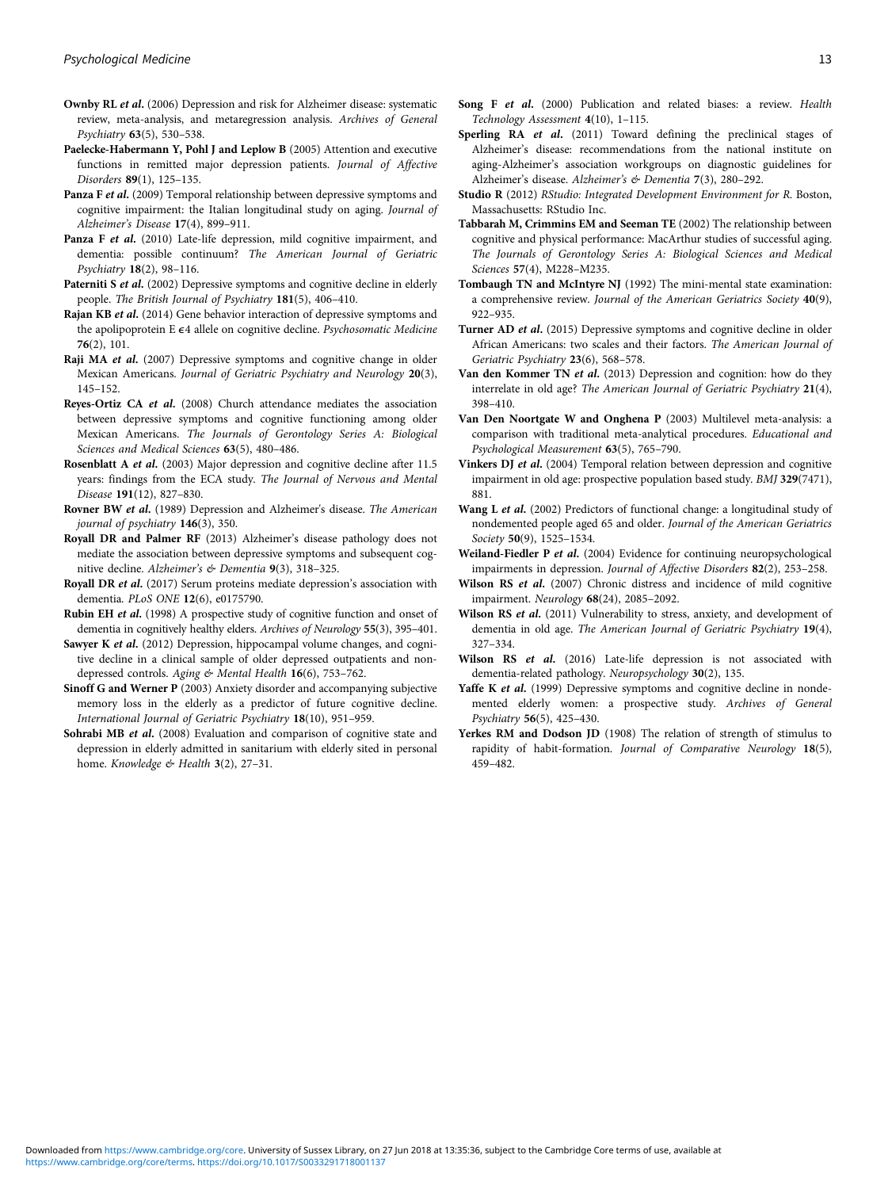**Ownby RL *et al.*** (2006) Depression and risk for Alzheimer disease: systematic review, meta-analysis, and metaregression analysis. *Archives of General Psychiatry* **63**(5), 530–538.

**Paelecke-Habermann Y, Pohl J and Leplow B** (2005) Attention and executive functions in remitted major depression patients. *Journal of Affective Disorders* **89**(1), 125–135.

**Panza F *et al.*** (2009) Temporal relationship between depressive symptoms and cognitive impairment: the Italian longitudinal study on aging. *Journal of Alzheimer's Disease* **17**(4), 899–911.

**Panza F *et al.*** (2010) Late-life depression, mild cognitive impairment, and dementia: possible continuum? *The American Journal of Geriatric Psychiatry* **18**(2), 98–116.

**Paterniti S *et al.*** (2002) Depressive symptoms and cognitive decline in elderly people. *The British Journal of Psychiatry* **181**(5), 406–410.

**Rajan KB *et al.*** (2014) Gene behavior interaction of depressive symptoms and the apolipoprotein E $\epsilon 4$ allele on cognitive decline. *Psychosomatic Medicine* **76**(2), 101.

**Raji MA *et al.*** (2007) Depressive symptoms and cognitive change in older Mexican Americans. *Journal of Geriatric Psychiatry and Neurology* **20**(3), 145–152.

**Reyes-Ortiz CA *et al.*** (2008) Church attendance mediates the association between depressive symptoms and cognitive functioning among older Mexican Americans. *The Journals of Gerontology Series A: Biological Sciences and Medical Sciences* **63**(5), 480–486.

**Rosenblatt A *et al.*** (2003) Major depression and cognitive decline after 11.5 years: findings from the ECA study. *The Journal of Nervous and Mental Disease* **191**(12), 827–830.

**Rovner BW *et al.*** (1989) Depression and Alzheimer's disease. *The American journal of psychiatry* **146**(3), 350.

**Royall DR and Palmer RF** (2013) Alzheimer's disease pathology does not mediate the association between depressive symptoms and subsequent cognitive decline. *Alzheimer's & Dementia* **9**(3), 318–325.

**Royall DR *et al.*** (2017) Serum proteins mediate depression's association with dementia. *PLoS ONE* **12**(6), e0175790.

**Rubin EH *et al.*** (1998) A prospective study of cognitive function and onset of dementia in cognitively healthy elders. *Archives of Neurology* **55**(3), 395–401.

**Sawyer K *et al.*** (2012) Depression, hippocampal volume changes, and cognitive decline in a clinical sample of older depressed outpatients and non-depressed controls. *Aging & Mental Health* **16**(6), 753–762.

**Sinoff G and Werner P** (2003) Anxiety disorder and accompanying subjective memory loss in the elderly as a predictor of future cognitive decline. *International Journal of Geriatric Psychiatry* **18**(10), 951–959.

**Sohrabi MB *et al.*** (2008) Evaluation and comparison of cognitive state and depression in elderly admitted in sanitarium with elderly sited in personal home. *Knowledge & Health* **3**(2), 27–31.

**Song F *et al.*** (2000) Publication and related biases: a review. *Health Technology Assessment* **4**(10), 1–115.

**Sperling RA *et al.*** (2011) Toward defining the preclinical stages of Alzheimer's disease: recommendations from the national institute on aging-Alzheimer's association workgroups on diagnostic guidelines for Alzheimer's disease. *Alzheimer's & Dementia* **7**(3), 280–292.

**Studio R** (2012) *RStudio: Integrated Development Environment for R.* Boston, Massachusetts: RStudio Inc.

**Tabbarah M, Crimmins EM and Seeman TE** (2002) The relationship between cognitive and physical performance: MacArthur studies of successful aging. *The Journals of Gerontology Series A: Biological Sciences and Medical Sciences* **57**(4), M228–M235.

**Tombaugh TN and McIntyre NJ** (1992) The mini-mental state examination: a comprehensive review. *Journal of the American Geriatrics Society* **40**(9), 922–935.

**Turner AD *et al.*** (2015) Depressive symptoms and cognitive decline in older African Americans: two scales and their factors. *The American Journal of Geriatric Psychiatry* **23**(6), 568–578.

**Van den Kommer TN *et al.*** (2013) Depression and cognition: how do they interrelate in old age? *The American Journal of Geriatric Psychiatry* **21**(4), 398–410.

**Van Den Noortgate W and Onghena P** (2003) Multilevel meta-analysis: a comparison with traditional meta-analytical procedures. *Educational and Psychological Measurement* **63**(5), 765–790.

**Vinkers DJ *et al.*** (2004) Temporal relation between depression and cognitive impairment in old age: prospective population based study. *BMJ* **329**(7471), 881.

**Wang L *et al.*** (2002) Predictors of functional change: a longitudinal study of nondemented people aged 65 and older. *Journal of the American Geriatrics Society* **50**(9), 1525–1534.

**Weiland-Fiedler P *et al.*** (2004) Evidence for continuing neuropsychological impairments in depression. *Journal of Affective Disorders* **82**(2), 253–258.

**Wilson RS *et al.*** (2007) Chronic distress and incidence of mild cognitive impairment. *Neurology* **68**(24), 2085–2092.

**Wilson RS *et al.*** (2011) Vulnerability to stress, anxiety, and development of dementia in old age. *The American Journal of Geriatric Psychiatry* **19**(4), 327–334.

**Wilson RS *et al.*** (2016) Late-life depression is not associated with dementia-related pathology. *Neuropsychology* **30**(2), 135.

**Yaffe K *et al.*** (1999) Depressive symptoms and cognitive decline in nondemented elderly women: a prospective study. *Archives of General Psychiatry* **56**(5), 425–430.

**Yerkes RM and Dodson JD** (1908) The relation of strength of stimulus to rapidity of habit-formation. *Journal of Comparative Neurology* **18**(5), 459–482.